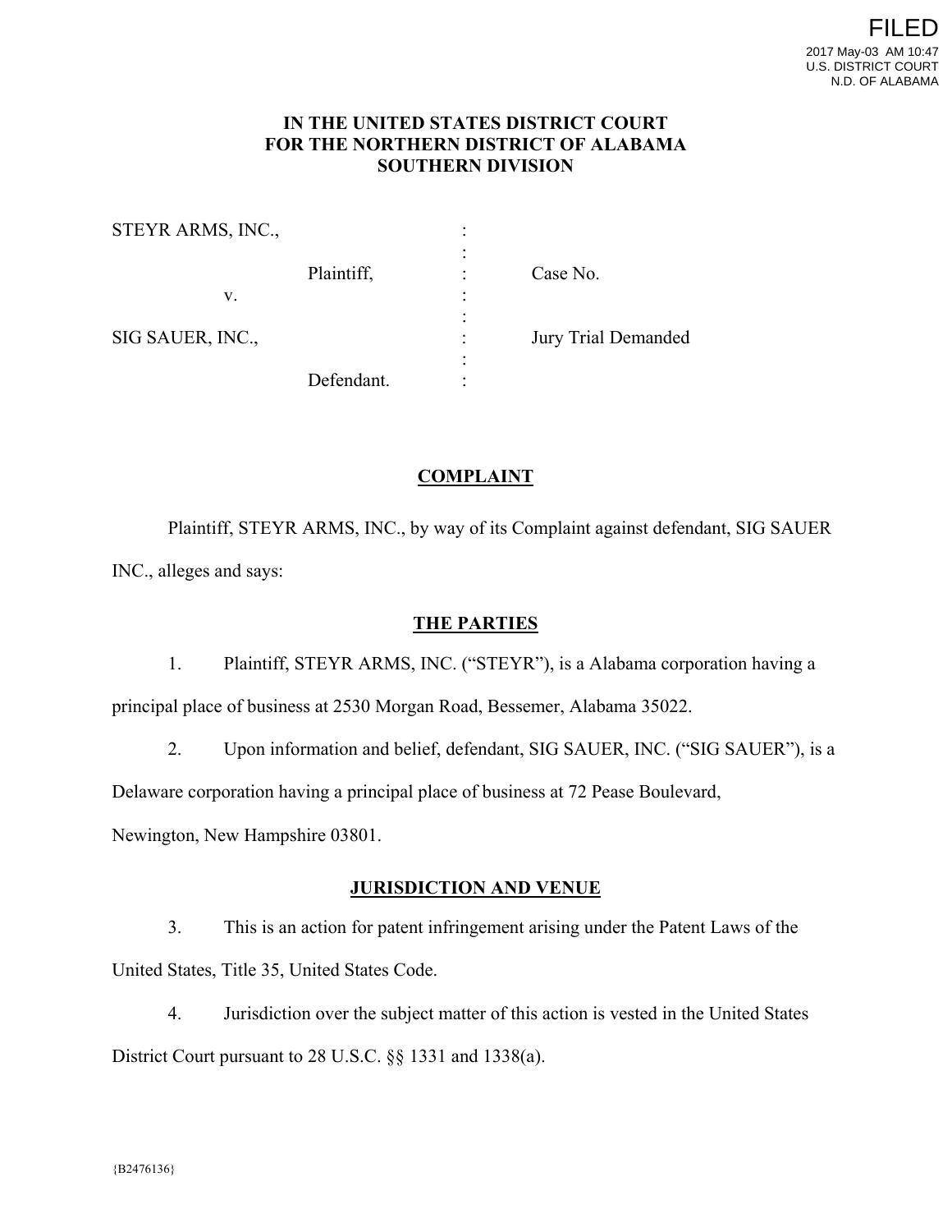FILED
2017 May-03 AM 10:47
U.S. DISTRICT COURT
N.D. OF ALABAMA

**IN THE UNITED STATES DISTRICT COURT**
**FOR THE NORTHERN DISTRICT OF ALABAMA**
**SOUTHERN DIVISION**

| | | |
|---|---|---|
| STEYR ARMS, INC., | : | |
| | : | |
| Plaintiff, | : | Case No. |
| v. | : | |
| | : | |
| SIG SAUER, INC., | : | Jury Trial Demanded |
| | : | |
| Defendant. | : | |

## COMPLAINT

Plaintiff, STEYR ARMS, INC., by way of its Complaint against defendant, SIG SAUER INC., alleges and says:

### THE PARTIES

1. Plaintiff, STEYR ARMS, INC. ("STEYR"), is a Alabama corporation having a principal place of business at 2530 Morgan Road, Bessemer, Alabama 35022.

2. Upon information and belief, defendant, SIG SAUER, INC. ("SIG SAUER"), is a Delaware corporation having a principal place of business at 72 Pease Boulevard, Newington, New Hampshire 03801.

### JURISDICTION AND VENUE

3. This is an action for patent infringement arising under the Patent Laws of the United States, Title 35, United States Code.

4. Jurisdiction over the subject matter of this action is vested in the United States District Court pursuant to 28 U.S.C. §§ 1331 and 1338(a).

{B2476136}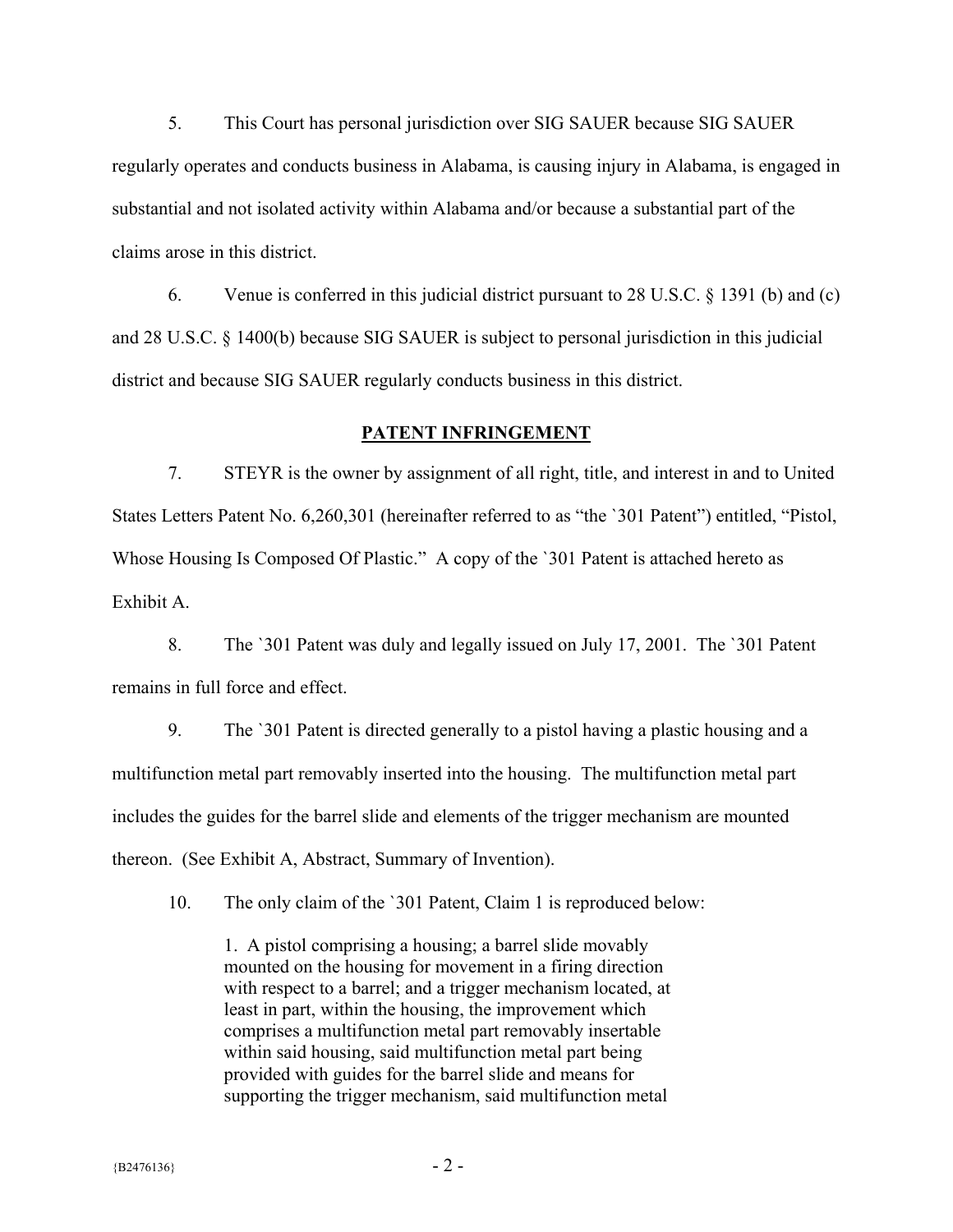5. This Court has personal jurisdiction over SIG SAUER because SIG SAUER regularly operates and conducts business in Alabama, is causing injury in Alabama, is engaged in substantial and not isolated activity within Alabama and/or because a substantial part of the claims arose in this district.

6. Venue is conferred in this judicial district pursuant to 28 U.S.C. § 1391 (b) and (c) and 28 U.S.C. § 1400(b) because SIG SAUER is subject to personal jurisdiction in this judicial district and because SIG SAUER regularly conducts business in this district.

## PATENT INFRINGEMENT

7. STEYR is the owner by assignment of all right, title, and interest in and to United States Letters Patent No. 6,260,301 (hereinafter referred to as "the `301 Patent") entitled, "Pistol, Whose Housing Is Composed Of Plastic." A copy of the `301 Patent is attached hereto as Exhibit A.

8. The `301 Patent was duly and legally issued on July 17, 2001. The `301 Patent remains in full force and effect.

9. The `301 Patent is directed generally to a pistol having a plastic housing and a multifunction metal part removably inserted into the housing. The multifunction metal part includes the guides for the barrel slide and elements of the trigger mechanism are mounted thereon. (See Exhibit A, Abstract, Summary of Invention).

10. The only claim of the `301 Patent, Claim 1 is reproduced below:

> 1. A pistol comprising a housing; a barrel slide movably mounted on the housing for movement in a firing direction with respect to a barrel; and a trigger mechanism located, at least in part, within the housing, the improvement which comprises a multifunction metal part removably insertable within said housing, said multifunction metal part being provided with guides for the barrel slide and means for supporting the trigger mechanism, said multifunction metal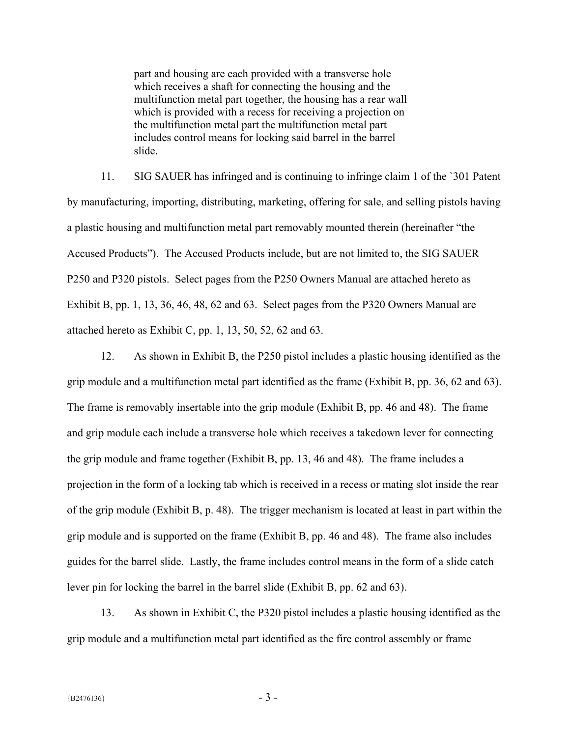> part and housing are each provided with a transverse hole which receives a shaft for connecting the housing and the multifunction metal part together, the housing has a rear wall which is provided with a recess for receiving a projection on the multifunction metal part the multifunction metal part includes control means for locking said barrel in the barrel slide.

11. SIG SAUER has infringed and is continuing to infringe claim 1 of the `301 Patent by manufacturing, importing, distributing, marketing, offering for sale, and selling pistols having a plastic housing and multifunction metal part removably mounted therein (hereinafter "the Accused Products"). The Accused Products include, but are not limited to, the SIG SAUER P250 and P320 pistols. Select pages from the P250 Owners Manual are attached hereto as Exhibit B, pp. 1, 13, 36, 46, 48, 62 and 63. Select pages from the P320 Owners Manual are attached hereto as Exhibit C, pp. 1, 13, 50, 52, 62 and 63.

12. As shown in Exhibit B, the P250 pistol includes a plastic housing identified as the grip module and a multifunction metal part identified as the frame (Exhibit B, pp. 36, 62 and 63). The frame is removably insertable into the grip module (Exhibit B, pp. 46 and 48). The frame and grip module each include a transverse hole which receives a takedown lever for connecting the grip module and frame together (Exhibit B, pp. 13, 46 and 48). The frame includes a projection in the form of a locking tab which is received in a recess or mating slot inside the rear of the grip module (Exhibit B, p. 48). The trigger mechanism is located at least in part within the grip module and is supported on the frame (Exhibit B, pp. 46 and 48). The frame also includes guides for the barrel slide. Lastly, the frame includes control means in the form of a slide catch lever pin for locking the barrel in the barrel slide (Exhibit B, pp. 62 and 63).

13. As shown in Exhibit C, the P320 pistol includes a plastic housing identified as the grip module and a multifunction metal part identified as the fire control assembly or frame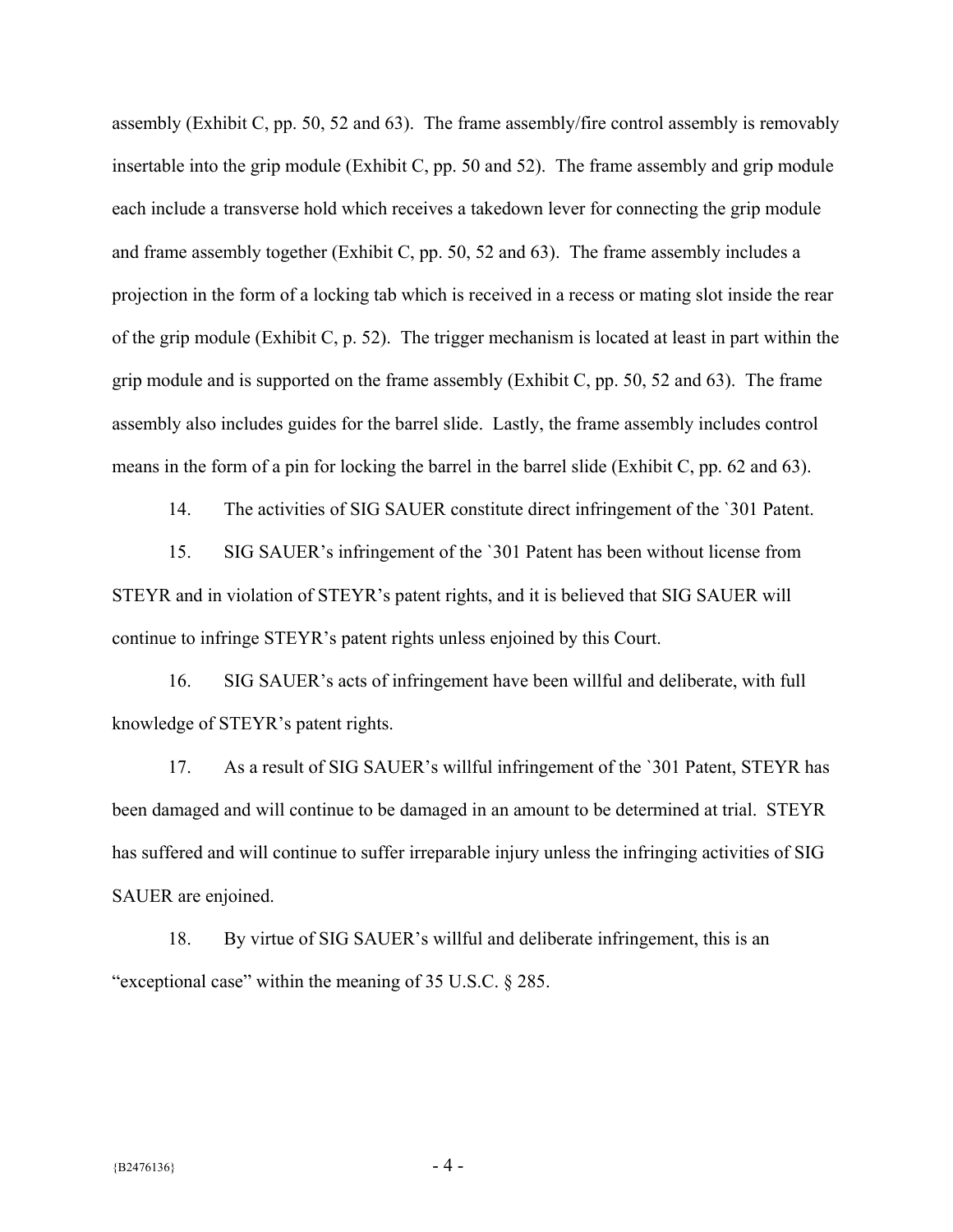assembly (Exhibit C, pp. 50, 52 and 63). The frame assembly/fire control assembly is removably insertable into the grip module (Exhibit C, pp. 50 and 52). The frame assembly and grip module each include a transverse hold which receives a takedown lever for connecting the grip module and frame assembly together (Exhibit C, pp. 50, 52 and 63). The frame assembly includes a projection in the form of a locking tab which is received in a recess or mating slot inside the rear of the grip module (Exhibit C, p. 52). The trigger mechanism is located at least in part within the grip module and is supported on the frame assembly (Exhibit C, pp. 50, 52 and 63). The frame assembly also includes guides for the barrel slide. Lastly, the frame assembly includes control means in the form of a pin for locking the barrel in the barrel slide (Exhibit C, pp. 62 and 63).

14. The activities of SIG SAUER constitute direct infringement of the `301 Patent.

15. SIG SAUER's infringement of the `301 Patent has been without license from STEYR and in violation of STEYR's patent rights, and it is believed that SIG SAUER will continue to infringe STEYR's patent rights unless enjoined by this Court.

16. SIG SAUER's acts of infringement have been willful and deliberate, with full knowledge of STEYR's patent rights.

17. As a result of SIG SAUER's willful infringement of the `301 Patent, STEYR has been damaged and will continue to be damaged in an amount to be determined at trial. STEYR has suffered and will continue to suffer irreparable injury unless the infringing activities of SIG SAUER are enjoined.

18. By virtue of SIG SAUER's willful and deliberate infringement, this is an "exceptional case" within the meaning of 35 U.S.C. § 285.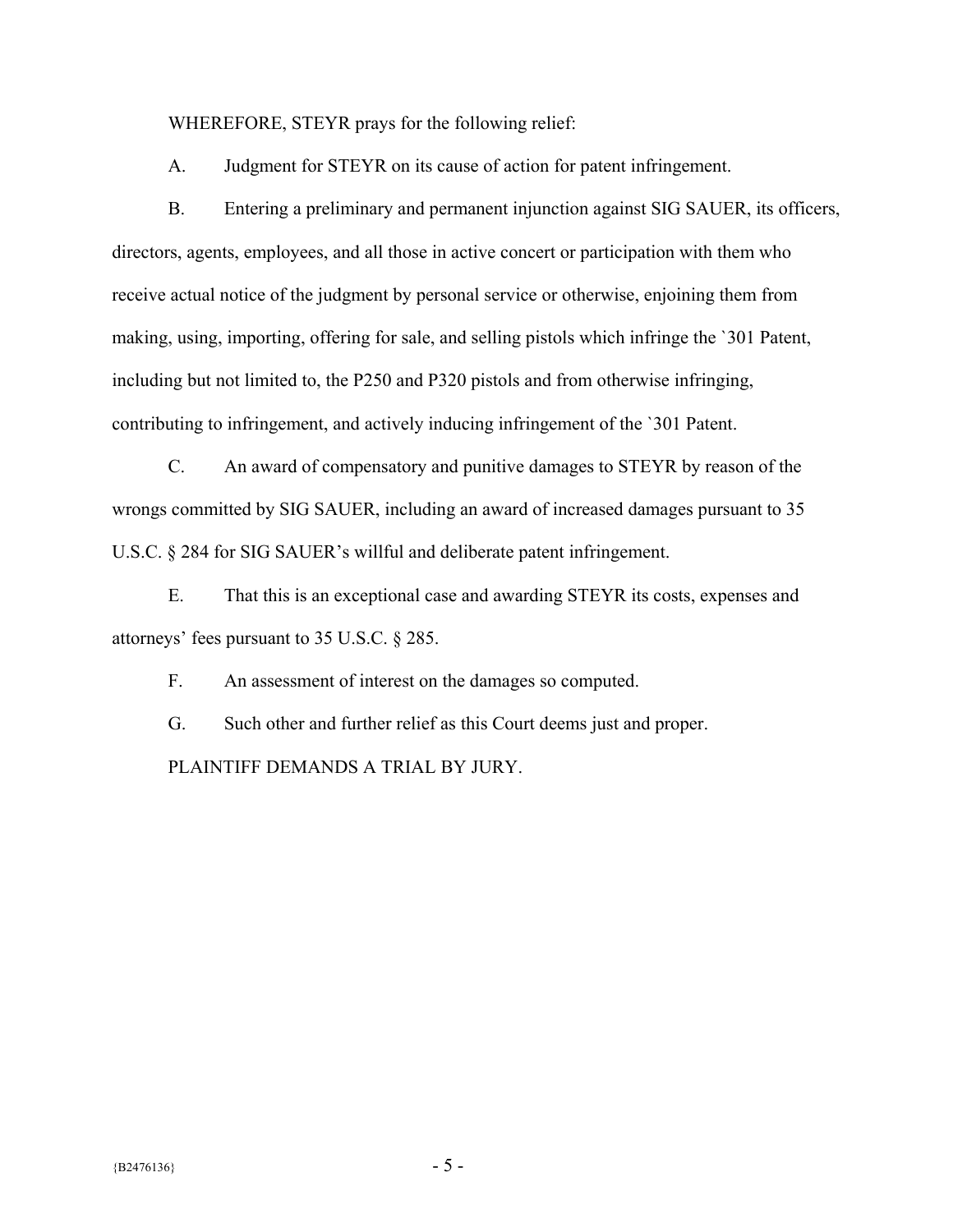WHEREFORE, STEYR prays for the following relief:

A. Judgment for STEYR on its cause of action for patent infringement.

B. Entering a preliminary and permanent injunction against SIG SAUER, its officers, directors, agents, employees, and all those in active concert or participation with them who receive actual notice of the judgment by personal service or otherwise, enjoining them from making, using, importing, offering for sale, and selling pistols which infringe the `301 Patent, including but not limited to, the P250 and P320 pistols and from otherwise infringing, contributing to infringement, and actively inducing infringement of the `301 Patent.

C. An award of compensatory and punitive damages to STEYR by reason of the wrongs committed by SIG SAUER, including an award of increased damages pursuant to 35 U.S.C. § 284 for SIG SAUER's willful and deliberate patent infringement.

E. That this is an exceptional case and awarding STEYR its costs, expenses and attorneys' fees pursuant to 35 U.S.C. § 285.

F. An assessment of interest on the damages so computed.

G. Such other and further relief as this Court deems just and proper.

PLAINTIFF DEMANDS A TRIAL BY JURY.

{B2476136}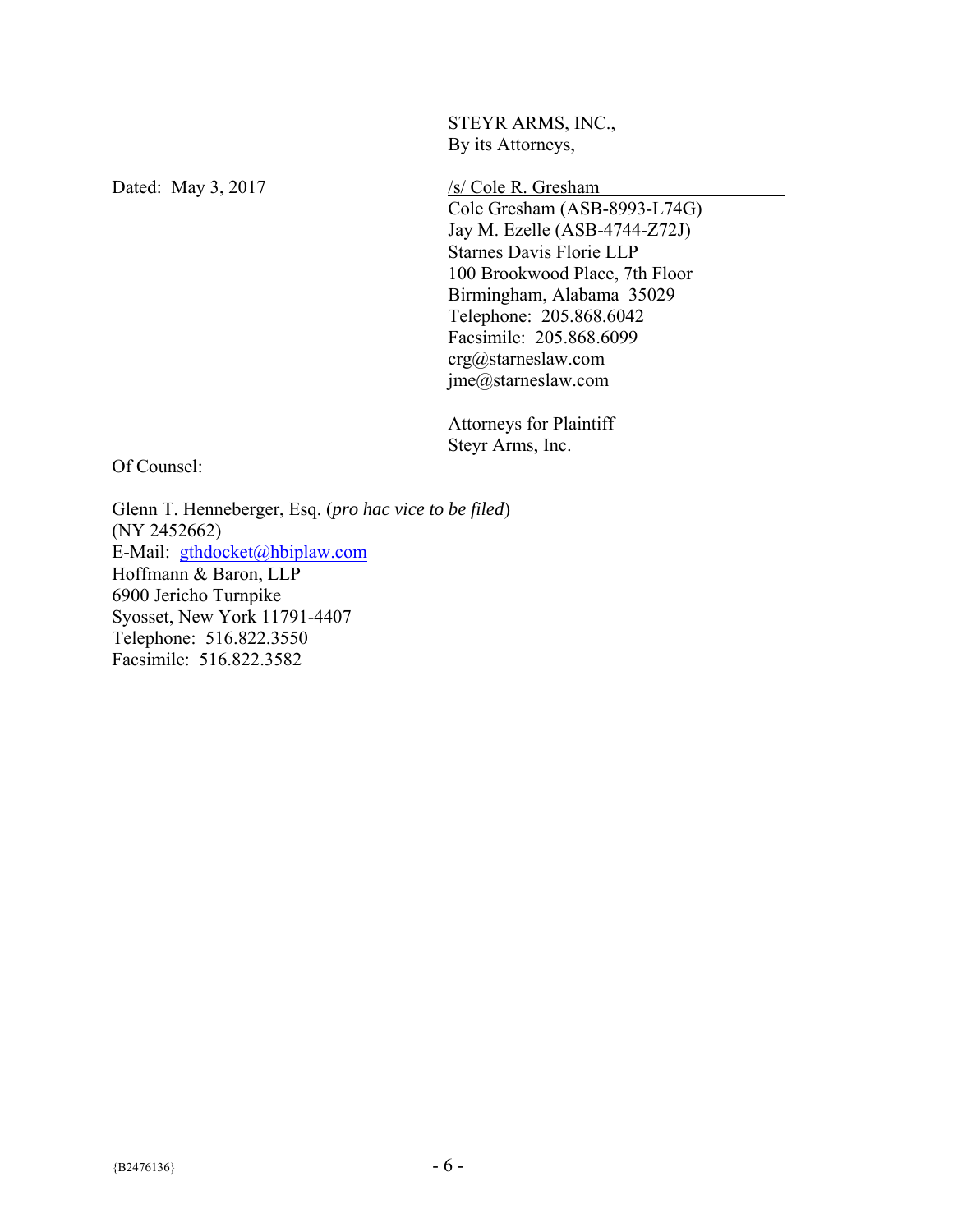STEYR ARMS, INC.,
By its Attorneys,

Dated: May 3, 2017

/s/ Cole R. Gresham
Cole Gresham (ASB-8993-L74G)
Jay M. Ezelle (ASB-4744-Z72J)
Starnes Davis Florie LLP
100 Brookwood Place, 7th Floor
Birmingham, Alabama 35029
Telephone: 205.868.6042
Facsimile: 205.868.6099
crg@starneslaw.com
jme@starneslaw.com

Attorneys for Plaintiff
Steyr Arms, Inc.

Of Counsel:

Glenn T. Henneberger, Esq. (*pro hac vice to be filed*)
(NY 2452662)
E-Mail: gthdocket@hbiplaw.com
Hoffmann & Baron, LLP
6900 Jericho Turnpike
Syosset, New York 11791-4407
Telephone: 516.822.3550
Facsimile: 516.822.3582

{B2476136}